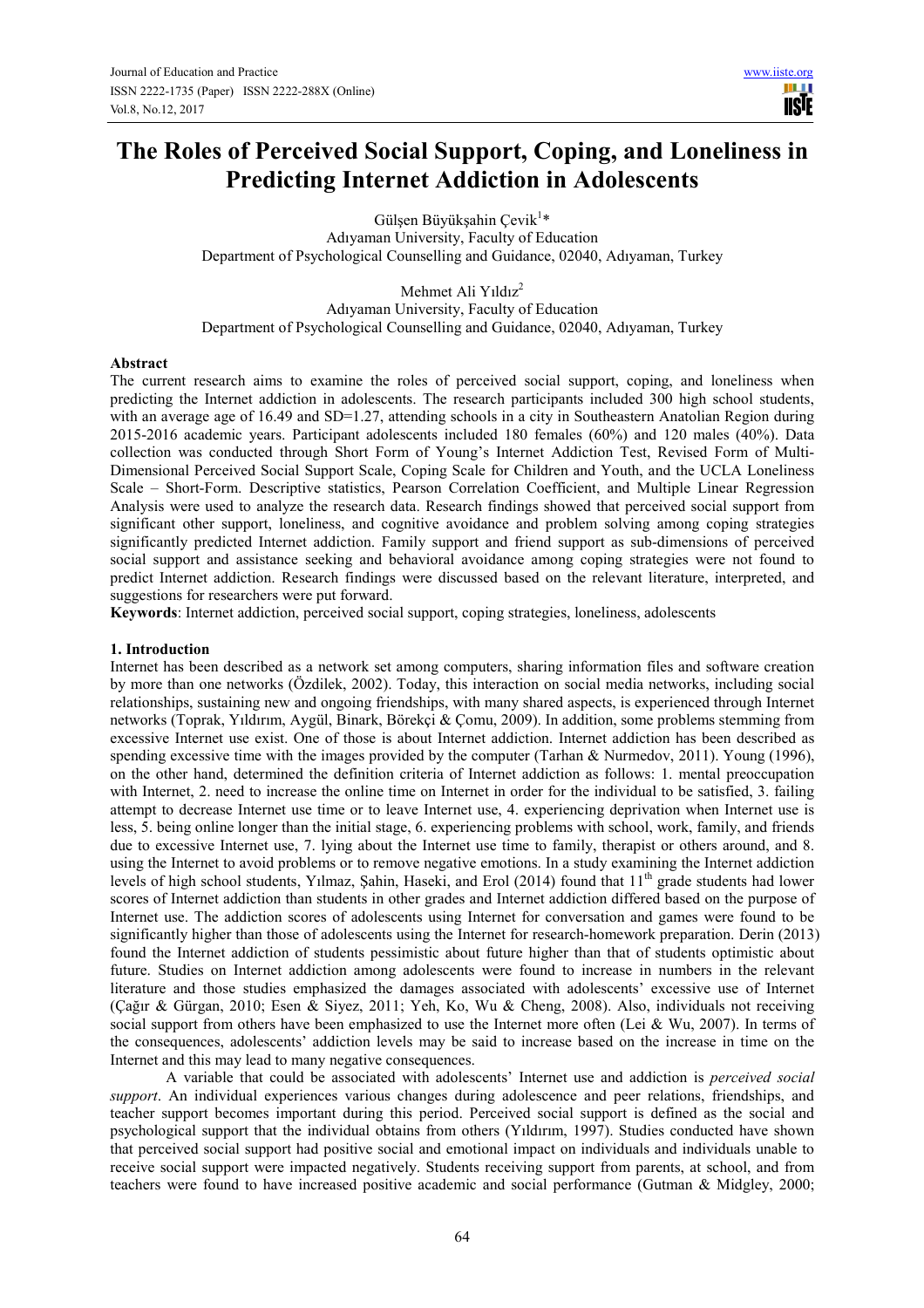# The Roles of Perceived Social Support, Coping, and Loneliness in Predicting Internet Addiction in Adolescents

Gülşen Büyükşahin Çevik[1]*
Adıyaman University, Faculty of Education
Department of Psychological Counselling and Guidance, 02040, Adıyaman, Turkey

Mehmet Ali Yıldız[2]
Adıyaman University, Faculty of Education
Department of Psychological Counselling and Guidance, 02040, Adıyaman, Turkey

## Abstract

The current research aims to examine the roles of perceived social support, coping, and loneliness when predicting the Internet addiction in adolescents. The research participants included 300 high school students, with an average age of 16.49 and SD=1.27, attending schools in a city in Southeastern Anatolian Region during 2015-2016 academic years. Participant adolescents included 180 females (60%) and 120 males (40%). Data collection was conducted through Short Form of Young's Internet Addiction Test, Revised Form of Multi-Dimensional Perceived Social Support Scale, Coping Scale for Children and Youth, and the UCLA Loneliness Scale – Short-Form. Descriptive statistics, Pearson Correlation Coefficient, and Multiple Linear Regression Analysis were used to analyze the research data. Research findings showed that perceived social support from significant other support, loneliness, and cognitive avoidance and problem solving among coping strategies significantly predicted Internet addiction. Family support and friend support as sub-dimensions of perceived social support and assistance seeking and behavioral avoidance among coping strategies were not found to predict Internet addiction. Research findings were discussed based on the relevant literature, interpreted, and suggestions for researchers were put forward.

**Keywords**: Internet addiction, perceived social support, coping strategies, loneliness, adolescents

## 1. Introduction

Internet has been described as a network set among computers, sharing information files and software creation by more than one networks (Özdilek, 2002). Today, this interaction on social media networks, including social relationships, sustaining new and ongoing friendships, with many shared aspects, is experienced through Internet networks (Toprak, Yıldırım, Aygül, Binark, Börekçi & Çomu, 2009). In addition, some problems stemming from excessive Internet use exist. One of those is about Internet addiction. Internet addiction has been described as spending excessive time with the images provided by the computer (Tarhan & Nurmedov, 2011). Young (1996), on the other hand, determined the definition criteria of Internet addiction as follows: 1. mental preoccupation with Internet, 2. need to increase the online time on Internet in order for the individual to be satisfied, 3. failing attempt to decrease Internet use time or to leave Internet use, 4. experiencing deprivation when Internet use is less, 5. being online longer than the initial stage, 6. experiencing problems with school, work, family, and friends due to excessive Internet use, 7. lying about the Internet use time to family, therapist or others around, and 8. using the Internet to avoid problems or to remove negative emotions. In a study examining the Internet addiction levels of high school students, Yılmaz, Şahin, Haseki, and Erol (2014) found that 11th grade students had lower scores of Internet addiction than students in other grades and Internet addiction differed based on the purpose of Internet use. The addiction scores of adolescents using Internet for conversation and games were found to be significantly higher than those of adolescents using the Internet for research-homework preparation. Derin (2013) found the Internet addiction of students pessimistic about future higher than that of students optimistic about future. Studies on Internet addiction among adolescents were found to increase in numbers in the relevant literature and those studies emphasized the damages associated with adolescents' excessive use of Internet (Çağır & Gürgan, 2010; Esen & Siyez, 2011; Yeh, Ko, Wu & Cheng, 2008). Also, individuals not receiving social support from others have been emphasized to use the Internet more often (Lei & Wu, 2007). In terms of the consequences, adolescents' addiction levels may be said to increase based on the increase in time on the Internet and this may lead to many negative consequences.

A variable that could be associated with adolescents' Internet use and addiction is *perceived social support*. An individual experiences various changes during adolescence and peer relations, friendships, and teacher support becomes important during this period. Perceived social support is defined as the social and psychological support that the individual obtains from others (Yıldırım, 1997). Studies conducted have shown that perceived social support had positive social and emotional impact on individuals and individuals unable to receive social support were impacted negatively. Students receiving support from parents, at school, and from teachers were found to have increased positive academic and social performance (Gutman & Midgley, 2000;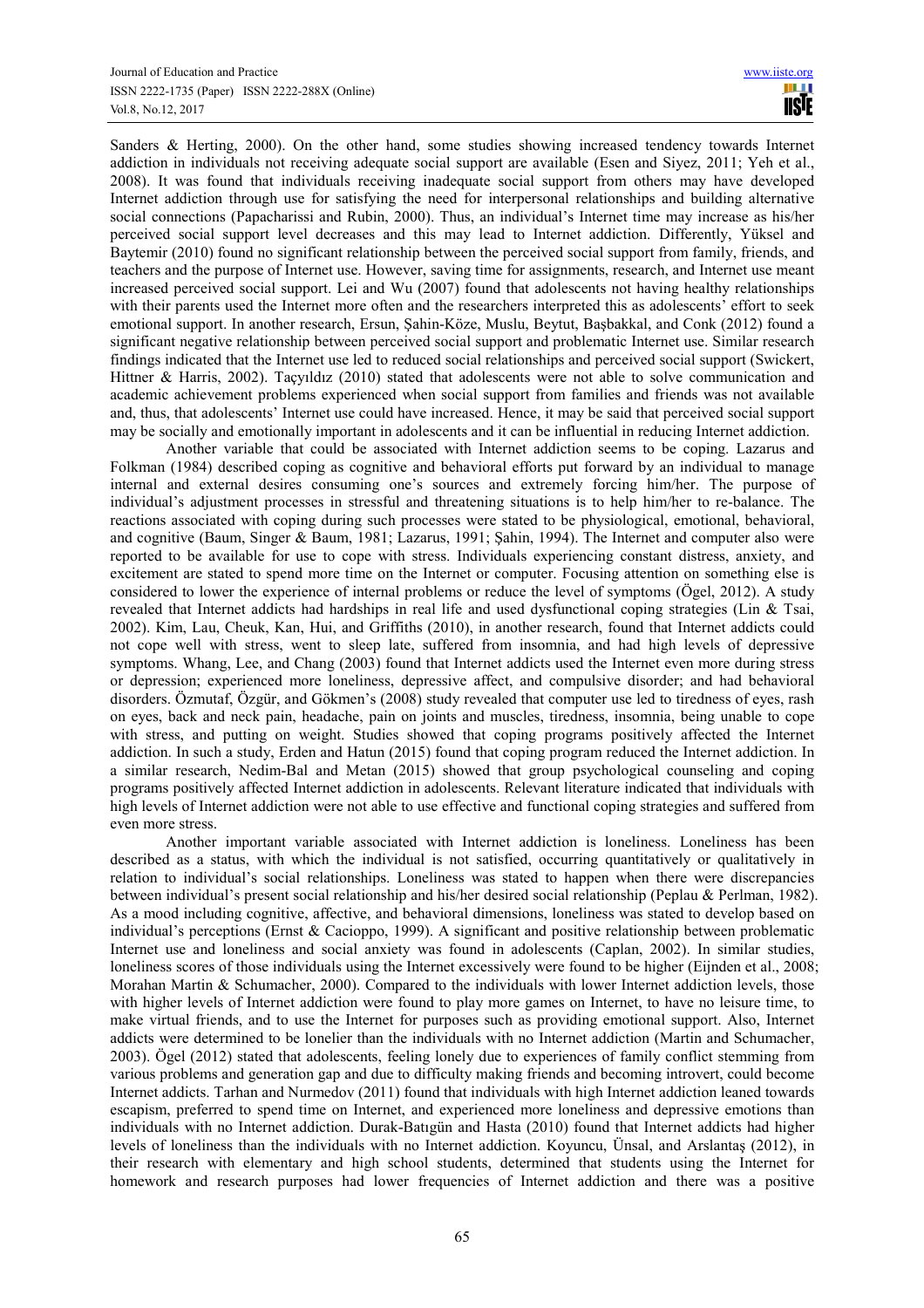Sanders & Herting, 2000). On the other hand, some studies showing increased tendency towards Internet addiction in individuals not receiving adequate social support are available (Esen and Siyez, 2011; Yeh et al., 2008). It was found that individuals receiving inadequate social support from others may have developed Internet addiction through use for satisfying the need for interpersonal relationships and building alternative social connections (Papacharissi and Rubin, 2000). Thus, an individual's Internet time may increase as his/her perceived social support level decreases and this may lead to Internet addiction. Differently, Yüksel and Baytemir (2010) found no significant relationship between the perceived social support from family, friends, and teachers and the purpose of Internet use. However, saving time for assignments, research, and Internet use meant increased perceived social support. Lei and Wu (2007) found that adolescents not having healthy relationships with their parents used the Internet more often and the researchers interpreted this as adolescents' effort to seek emotional support. In another research, Ersun, Şahin-Köze, Muslu, Beytut, Başbakkal, and Conk (2012) found a significant negative relationship between perceived social support and problematic Internet use. Similar research findings indicated that the Internet use led to reduced social relationships and perceived social support (Swickert, Hittner & Harris, 2002). Taçyıldız (2010) stated that adolescents were not able to solve communication and academic achievement problems experienced when social support from families and friends was not available and, thus, that adolescents' Internet use could have increased. Hence, it may be said that perceived social support may be socially and emotionally important in adolescents and it can be influential in reducing Internet addiction.

Another variable that could be associated with Internet addiction seems to be coping. Lazarus and Folkman (1984) described coping as cognitive and behavioral efforts put forward by an individual to manage internal and external desires consuming one's sources and extremely forcing him/her. The purpose of individual's adjustment processes in stressful and threatening situations is to help him/her to re-balance. The reactions associated with coping during such processes were stated to be physiological, emotional, behavioral, and cognitive (Baum, Singer & Baum, 1981; Lazarus, 1991; Şahin, 1994). The Internet and computer also were reported to be available for use to cope with stress. Individuals experiencing constant distress, anxiety, and excitement are stated to spend more time on the Internet or computer. Focusing attention on something else is considered to lower the experience of internal problems or reduce the level of symptoms (Ögel, 2012). A study revealed that Internet addicts had hardships in real life and used dysfunctional coping strategies (Lin & Tsai, 2002). Kim, Lau, Cheuk, Kan, Hui, and Griffiths (2010), in another research, found that Internet addicts could not cope well with stress, went to sleep late, suffered from insomnia, and had high levels of depressive symptoms. Whang, Lee, and Chang (2003) found that Internet addicts used the Internet even more during stress or depression; experienced more loneliness, depressive affect, and compulsive disorder; and had behavioral disorders. Özmutaf, Özgür, and Gökmen's (2008) study revealed that computer use led to tiredness of eyes, rash on eyes, back and neck pain, headache, pain on joints and muscles, tiredness, insomnia, being unable to cope with stress, and putting on weight. Studies showed that coping programs positively affected the Internet addiction. In such a study, Erden and Hatun (2015) found that coping program reduced the Internet addiction. In a similar research, Nedim-Bal and Metan (2015) showed that group psychological counseling and coping programs positively affected Internet addiction in adolescents. Relevant literature indicated that individuals with high levels of Internet addiction were not able to use effective and functional coping strategies and suffered from even more stress.

Another important variable associated with Internet addiction is loneliness. Loneliness has been described as a status, with which the individual is not satisfied, occurring quantitatively or qualitatively in relation to individual's social relationships. Loneliness was stated to happen when there were discrepancies between individual's present social relationship and his/her desired social relationship (Peplau & Perlman, 1982). As a mood including cognitive, affective, and behavioral dimensions, loneliness was stated to develop based on individual's perceptions (Ernst & Cacioppo, 1999). A significant and positive relationship between problematic Internet use and loneliness and social anxiety was found in adolescents (Caplan, 2002). In similar studies, loneliness scores of those individuals using the Internet excessively were found to be higher (Eijnden et al., 2008; Morahan Martin & Schumacher, 2000). Compared to the individuals with lower Internet addiction levels, those with higher levels of Internet addiction were found to play more games on Internet, to have no leisure time, to make virtual friends, and to use the Internet for purposes such as providing emotional support. Also, Internet addicts were determined to be lonelier than the individuals with no Internet addiction (Martin and Schumacher, 2003). Ögel (2012) stated that adolescents, feeling lonely due to experiences of family conflict stemming from various problems and generation gap and due to difficulty making friends and becoming introvert, could become Internet addicts. Tarhan and Nurmedov (2011) found that individuals with high Internet addiction leaned towards escapism, preferred to spend time on Internet, and experienced more loneliness and depressive emotions than individuals with no Internet addiction. Durak-Batıgün and Hasta (2010) found that Internet addicts had higher levels of loneliness than the individuals with no Internet addiction. Koyuncu, Ünsal, and Arslantaş (2012), in their research with elementary and high school students, determined that students using the Internet for homework and research purposes had lower frequencies of Internet addiction and there was a positive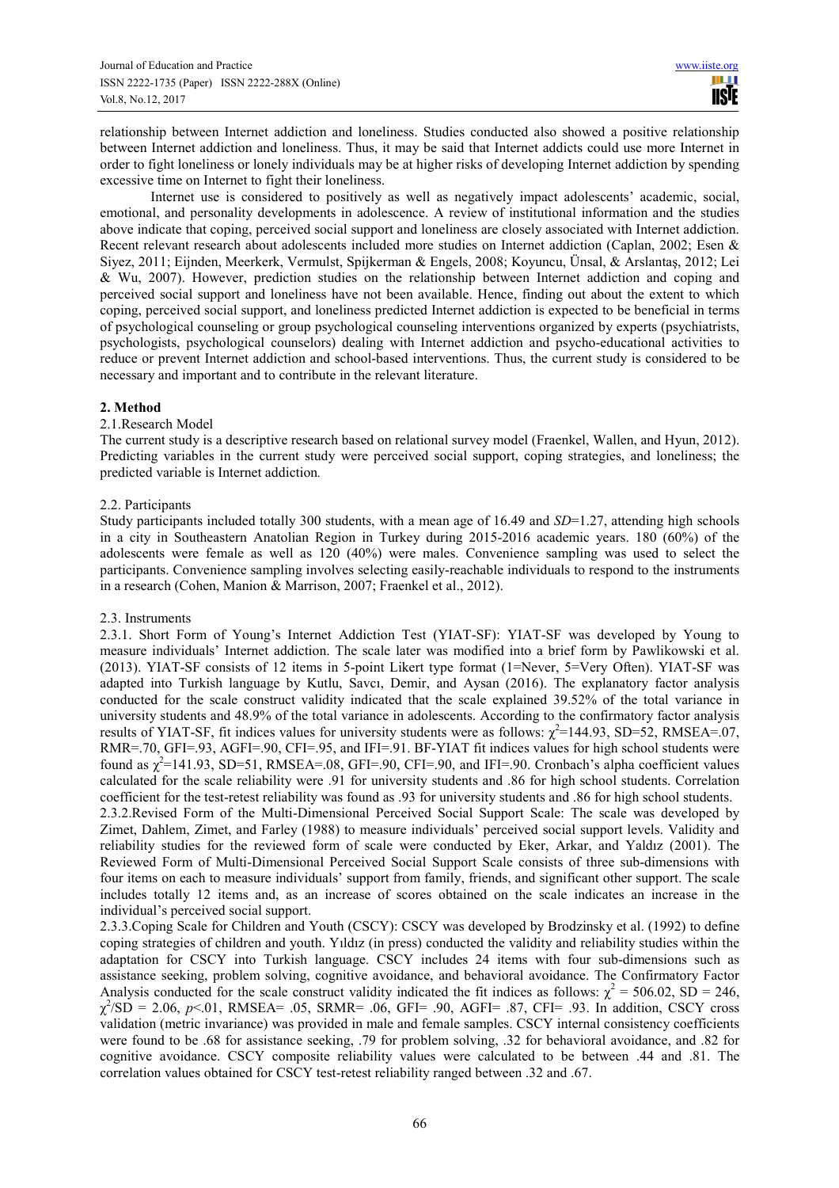relationship between Internet addiction and loneliness. Studies conducted also showed a positive relationship between Internet addiction and loneliness. Thus, it may be said that Internet addicts could use more Internet in order to fight loneliness or lonely individuals may be at higher risks of developing Internet addiction by spending excessive time on Internet to fight their loneliness.

Internet use is considered to positively as well as negatively impact adolescents' academic, social, emotional, and personality developments in adolescence. A review of institutional information and the studies above indicate that coping, perceived social support and loneliness are closely associated with Internet addiction. Recent relevant research about adolescents included more studies on Internet addiction (Caplan, 2002; Esen & Siyez, 2011; Eijnden, Meerkerk, Vermulst, Spijkerman & Engels, 2008; Koyuncu, Ünsal, & Arslantaş, 2012; Lei & Wu, 2007). However, prediction studies on the relationship between Internet addiction and coping and perceived social support and loneliness have not been available. Hence, finding out about the extent to which coping, perceived social support, and loneliness predicted Internet addiction is expected to be beneficial in terms of psychological counseling or group psychological counseling interventions organized by experts (psychiatrists, psychologists, psychological counselors) dealing with Internet addiction and psycho-educational activities to reduce or prevent Internet addiction and school-based interventions. Thus, the current study is considered to be necessary and important and to contribute in the relevant literature.

## 2. Method

### 2.1. Research Model

The current study is a descriptive research based on relational survey model (Fraenkel, Wallen, and Hyun, 2012). Predicting variables in the current study were perceived social support, coping strategies, and loneliness; the predicted variable is Internet addiction.

### 2.2. Participants

Study participants included totally 300 students, with a mean age of 16.49 and *SD*=1.27, attending high schools in a city in Southeastern Anatolian Region in Turkey during 2015-2016 academic years. 180 (60%) of the adolescents were female as well as 120 (40%) were males. Convenience sampling was used to select the participants. Convenience sampling involves selecting easily-reachable individuals to respond to the instruments in a research (Cohen, Manion & Marrison, 2007; Fraenkel et al., 2012).

### 2.3. Instruments

2.3.1. Short Form of Young's Internet Addiction Test (YIAT-SF): YIAT-SF was developed by Young to measure individuals' Internet addiction. The scale later was modified into a brief form by Pawlikowski et al. (2013). YIAT-SF consists of 12 items in 5-point Likert type format (1=Never, 5=Very Often). YIAT-SF was adapted into Turkish language by Kutlu, Savcı, Demir, and Aysan (2016). The explanatory factor analysis conducted for the scale construct validity indicated that the scale explained 39.52% of the total variance in university students and 48.9% of the total variance in adolescents. According to the confirmatory factor analysis results of YIAT-SF, fit indices values for university students were as follows: $\chi^2$=144.93, SD=52, RMSEA=.07, RMR=.70, GFI=.93, AGFI=.90, CFI=.95, and IFI=.91. BF-YIAT fit indices values for high school students were found as $\chi^2$=141.93, SD=51, RMSEA=.08, GFI=.90, CFI=.90, and IFI=.90. Cronbach's alpha coefficient values calculated for the scale reliability were .91 for university students and .86 for high school students. Correlation coefficient for the test-retest reliability was found as .93 for university students and .86 for high school students.

2.3.2. Revised Form of the Multi-Dimensional Perceived Social Support Scale: The scale was developed by Zimet, Dahlem, Zimet, and Farley (1988) to measure individuals' perceived social support levels. Validity and reliability studies for the reviewed form of scale were conducted by Eker, Arkar, and Yaldız (2001). The Reviewed Form of Multi-Dimensional Perceived Social Support Scale consists of three sub-dimensions with four items on each to measure individuals' support from family, friends, and significant other support. The scale includes totally 12 items and, as an increase of scores obtained on the scale indicates an increase in the individual's perceived social support.

2.3.3. Coping Scale for Children and Youth (CSCY): CSCY was developed by Brodzinsky et al. (1992) to define coping strategies of children and youth. Yıldız (in press) conducted the validity and reliability studies within the adaptation for CSCY into Turkish language. CSCY includes 24 items with four sub-dimensions such as assistance seeking, problem solving, cognitive avoidance, and behavioral avoidance. The Confirmatory Factor Analysis conducted for the scale construct validity indicated the fit indices as follows: $\chi^2$ = 506.02, SD = 246, $\chi^2$/SD = 2.06, $p$<.01, RMSEA= .05, SRMR= .06, GFI= .90, AGFI= .87, CFI= .93. In addition, CSCY cross validation (metric invariance) was provided in male and female samples. CSCY internal consistency coefficients were found to be .68 for assistance seeking, .79 for problem solving, .32 for behavioral avoidance, and .82 for cognitive avoidance. CSCY composite reliability values were calculated to be between .44 and .81. The correlation values obtained for CSCY test-retest reliability ranged between .32 and .67.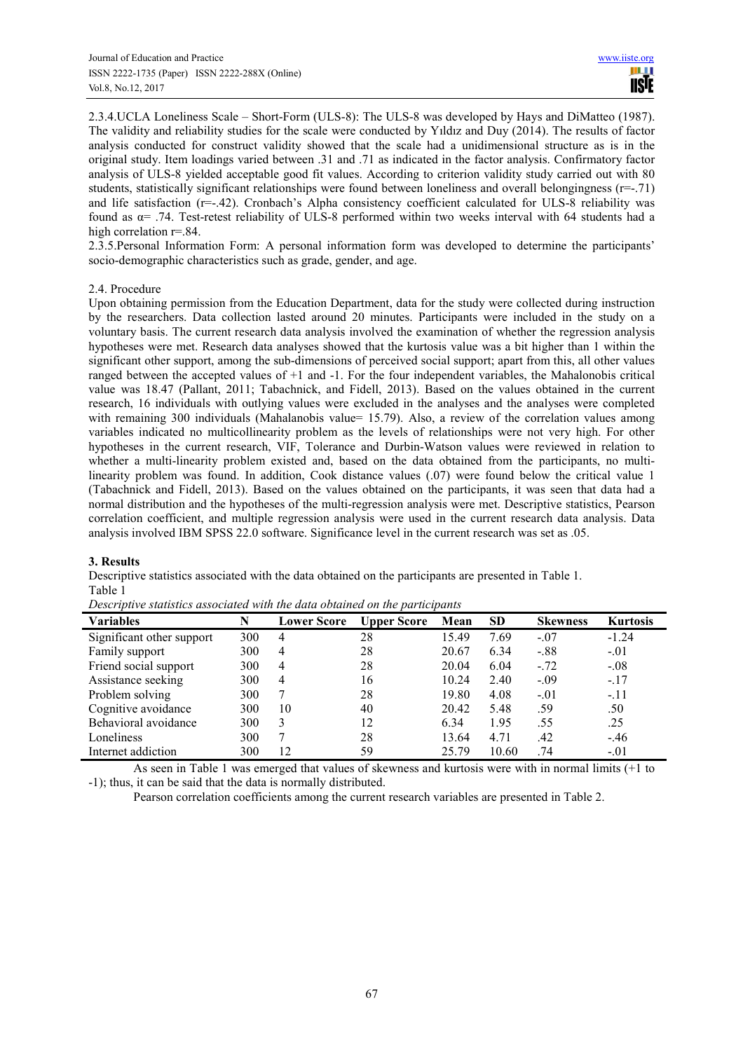2.3.4.UCLA Loneliness Scale – Short-Form (ULS-8): The ULS-8 was developed by Hays and DiMatteo (1987). The validity and reliability studies for the scale were conducted by Yıldız and Duy (2014). The results of factor analysis conducted for construct validity showed that the scale had a unidimensional structure as is in the original study. Item loadings varied between .31 and .71 as indicated in the factor analysis. Confirmatory factor analysis of ULS-8 yielded acceptable good fit values. According to criterion validity study carried out with 80 students, statistically significant relationships were found between loneliness and overall belongingness (r=-.71) and life satisfaction (r=-.42). Cronbach's Alpha consistency coefficient calculated for ULS-8 reliability was found as α= .74. Test-retest reliability of ULS-8 performed within two weeks interval with 64 students had a high correlation r=.84.

2.3.5.Personal Information Form: A personal information form was developed to determine the participants' socio-demographic characteristics such as grade, gender, and age.

2.4. Procedure

Upon obtaining permission from the Education Department, data for the study were collected during instruction by the researchers. Data collection lasted around 20 minutes. Participants were included in the study on a voluntary basis. The current research data analysis involved the examination of whether the regression analysis hypotheses were met. Research data analyses showed that the kurtosis value was a bit higher than 1 within the significant other support, among the sub-dimensions of perceived social support; apart from this, all other values ranged between the accepted values of +1 and -1. For the four independent variables, the Mahalonobis critical value was 18.47 (Pallant, 2011; Tabachnick, and Fidell, 2013). Based on the values obtained in the current research, 16 individuals with outlying values were excluded in the analyses and the analyses were completed with remaining 300 individuals (Mahalanobis value= 15.79). Also, a review of the correlation values among variables indicated no multicollinearity problem as the levels of relationships were not very high. For other hypotheses in the current research, VIF, Tolerance and Durbin-Watson values were reviewed in relation to whether a multi-linearity problem existed and, based on the data obtained from the participants, no multi-linearity problem was found. In addition, Cook distance values (.07) were found below the critical value 1 (Tabachnick and Fidell, 2013). Based on the values obtained on the participants, it was seen that data had a normal distribution and the hypotheses of the multi-regression analysis were met. Descriptive statistics, Pearson correlation coefficient, and multiple regression analysis were used in the current research data analysis. Data analysis involved IBM SPSS 22.0 software. Significance level in the current research was set as .05.

## 3. Results

Descriptive statistics associated with the data obtained on the participants are presented in Table 1.

Table 1

*Descriptive statistics associated with the data obtained on the participants*

| Variables | N | Lower Score | Upper Score | Mean | SD | Skewness | Kurtosis |
|---|---|---|---|---|---|---|---|
| Significant other support | 300 | 4 | 28 | 15.49 | 7.69 | -.07 | -1.24 |
| Family support | 300 | 4 | 28 | 20.67 | 6.34 | -.88 | -.01 |
| Friend social support | 300 | 4 | 28 | 20.04 | 6.04 | -.72 | -.08 |
| Assistance seeking | 300 | 4 | 16 | 10.24 | 2.40 | -.09 | -.17 |
| Problem solving | 300 | 7 | 28 | 19.80 | 4.08 | -.01 | -.11 |
| Cognitive avoidance | 300 | 10 | 40 | 20.42 | 5.48 | .59 | .50 |
| Behavioral avoidance | 300 | 3 | 12 | 6.34 | 1.95 | .55 | .25 |
| Loneliness | 300 | 7 | 28 | 13.64 | 4.71 | .42 | -.46 |
| Internet addiction | 300 | 12 | 59 | 25.79 | 10.60 | .74 | -.01 |

As seen in Table 1 was emerged that values of skewness and kurtosis were with in normal limits (+1 to -1); thus, it can be said that the data is normally distributed.

Pearson correlation coefficients among the current research variables are presented in Table 2.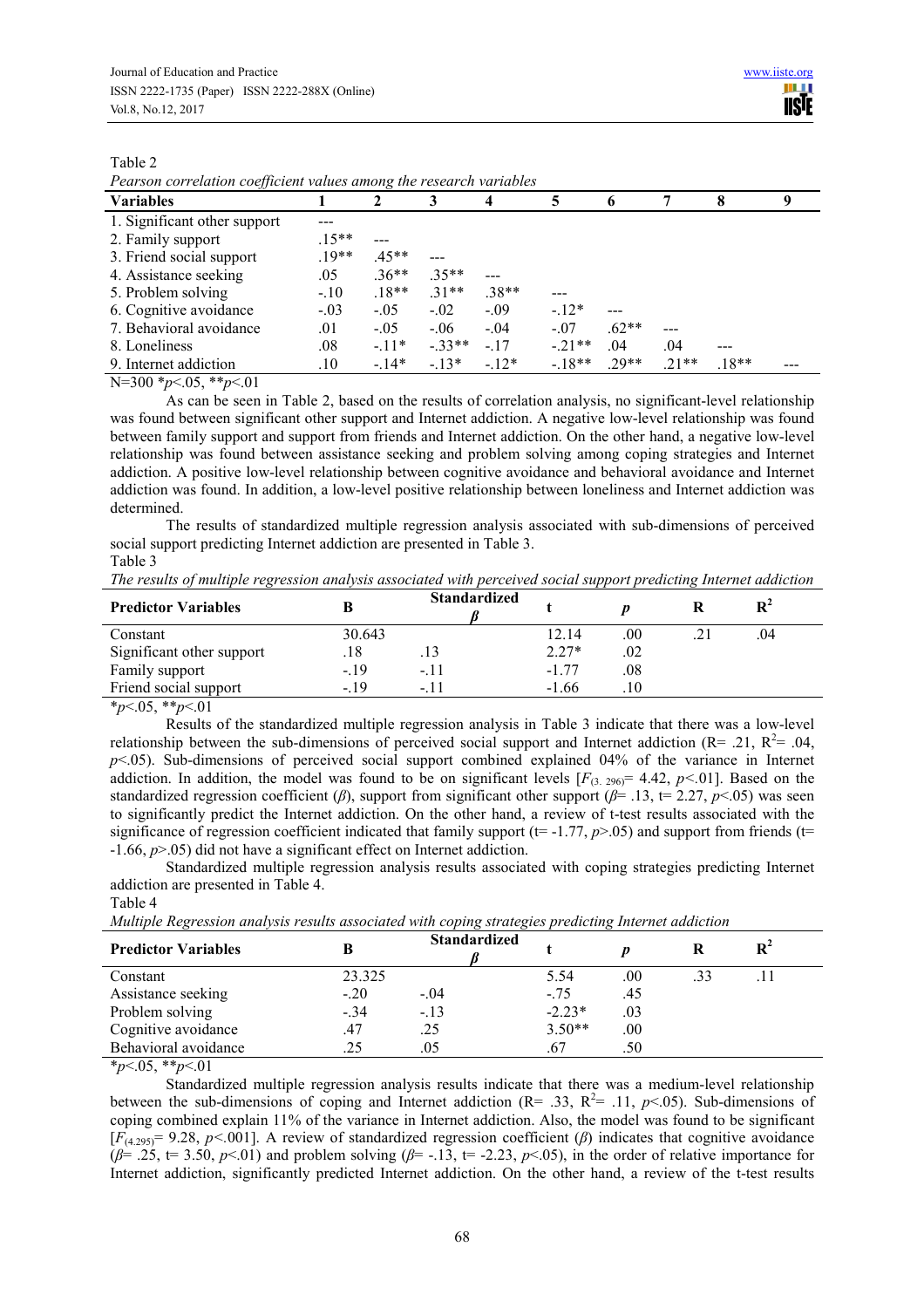Table 2

*Pearson correlation coefficient values among the research variables*

| Variables | 1 | 2 | 3 | 4 | 5 | 6 | 7 | 8 | 9 |
|---|---|---|---|---|---|---|---|---|---|
| 1. Significant other support | --- | | | | | | | | |
| 2. Family support | .15** | --- | | | | | | | |
| 3. Friend social support | .19** | .45** | --- | | | | | | |
| 4. Assistance seeking | .05 | .36** | .35** | --- | | | | | |
| 5. Problem solving | -.10 | .18** | .31** | .38** | --- | | | | |
| 6. Cognitive avoidance | -.03 | -.05 | -.02 | -.09 | -.12* | --- | | | |
| 7. Behavioral avoidance | .01 | -.05 | -.06 | -.04 | -.07 | .62** | --- | | |
| 8. Loneliness | .08 | -.11* | -.33** | -.17 | -.21** | .04 | .04 | --- | |
| 9. Internet addiction | .10 | -.14* | -.13* | -.12* | -.18** | .29** | .21** | .18** | --- |

N=300 \**p*<.05, \*\**p*<.01

As can be seen in Table 2, based on the results of correlation analysis, no significant-level relationship was found between significant other support and Internet addiction. A negative low-level relationship was found between family support and support from friends and Internet addiction. On the other hand, a negative low-level relationship was found between assistance seeking and problem solving among coping strategies and Internet addiction. A positive low-level relationship between cognitive avoidance and behavioral avoidance and Internet addiction was found. In addition, a low-level positive relationship between loneliness and Internet addiction was determined.

The results of standardized multiple regression analysis associated with sub-dimensions of perceived social support predicting Internet addiction are presented in Table 3.

Table 3

*The results of multiple regression analysis associated with perceived social support predicting Internet addiction*

| Predictor Variables | B | Standardized $\beta$ | t | *p* | R | $R^2$ |
|---|---|---|---|---|---|---|
| Constant | 30.643 | | 12.14 | .00 | .21 | .04 |
| Significant other support | .18 | .13 | 2.27* | .02 | | |
| Family support | -.19 | -.11 | -1.77 | .08 | | |
| Friend social support | -.19 | -.11 | -1.66 | .10 | | |

\**p*<.05, \*\**p*<.01

Results of the standardized multiple regression analysis in Table 3 indicate that there was a low-level relationship between the sub-dimensions of perceived social support and Internet addiction (R= .21, $R^2$= .04, $p<.05$). Sub-dimensions of perceived social support combined explained 04% of the variance in Internet addiction. In addition, the model was found to be on significant levels [$F_{(3, 296)}$= 4.42, $p<.01$]. Based on the standardized regression coefficient ($\beta$), support from significant other support ($\beta$= .13, t= 2.27, $p<.05$) was seen to significantly predict the Internet addiction. On the other hand, a review of t-test results associated with the significance of regression coefficient indicated that family support (t= -1.77, $p>.05$) and support from friends (t= -1.66, $p>.05$) did not have a significant effect on Internet addiction.

Standardized multiple regression analysis results associated with coping strategies predicting Internet addiction are presented in Table 4.

Table 4

*Multiple Regression analysis results associated with coping strategies predicting Internet addiction*

| Predictor Variables | B | Standardized $\beta$ | t | *p* | R | $R^2$ |
|---|---|---|---|---|---|---|
| Constant | 23.325 | | 5.54 | .00 | .33 | .11 |
| Assistance seeking | -.20 | -.04 | -.75 | .45 | | |
| Problem solving | -.34 | -.13 | -2.23* | .03 | | |
| Cognitive avoidance | .47 | .25 | 3.50** | .00 | | |
| Behavioral avoidance | .25 | .05 | .67 | .50 | | |

\**p*<.05, \*\**p*<.01

Standardized multiple regression analysis results indicate that there was a medium-level relationship between the sub-dimensions of coping and Internet addiction (R= .33, $R^2$= .11, $p<.05$). Sub-dimensions of coping combined explain 11% of the variance in Internet addiction. Also, the model was found to be significant [$F_{(4,295)}$= 9.28, $p<.001$]. A review of standardized regression coefficient ($\beta$) indicates that cognitive avoidance ($\beta$= .25, t= 3.50, $p<.01$) and problem solving ($\beta$= -.13, t= -2.23, $p<.05$), in the order of relative importance for Internet addiction, significantly predicted Internet addiction. On the other hand, a review of the t-test results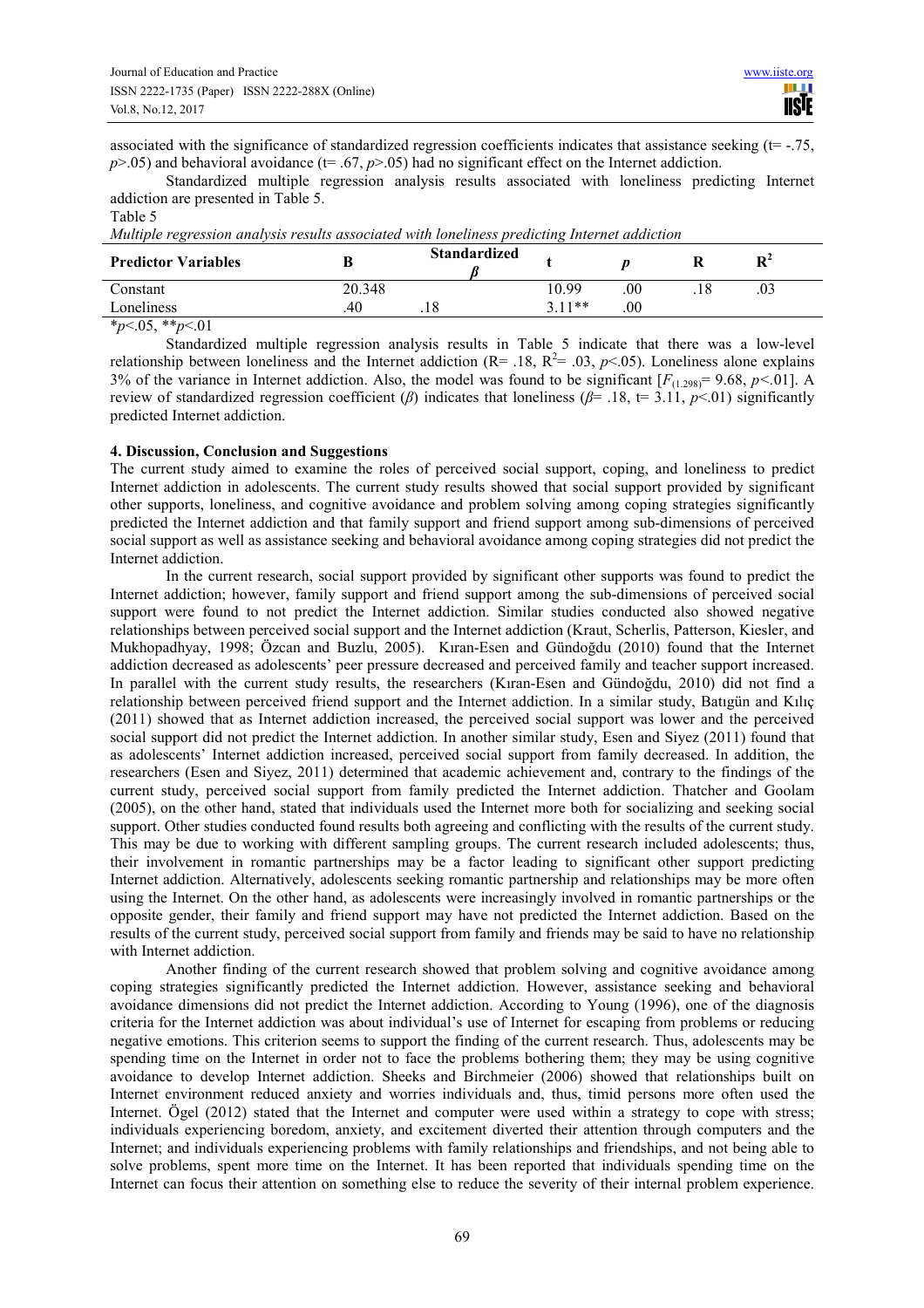associated with the significance of standardized regression coefficients indicates that assistance seeking (t= -.75, $p$>.05) and behavioral avoidance (t= .67, $p$>.05) had no significant effect on the Internet addiction.

Standardized multiple regression analysis results associated with loneliness predicting Internet addiction are presented in Table 5.

Table 5

*Multiple regression analysis results associated with loneliness predicting Internet addiction*

| Predictor Variables | B | Standardized $\beta$ | t | $p$ | R | $R^2$ |
|---|---|---|---|---|---|---|
| Constant | 20.348 | | 10.99 | .00 | .18 | .03 |
| Loneliness | .40 | .18 | 3.11** | .00 | | |

*$p$<.05, **$p$<.01

Standardized multiple regression analysis results in Table 5 indicate that there was a low-level relationship between loneliness and the Internet addiction (R= .18, $R^2$= .03, $p$<.05). Loneliness alone explains 3% of the variance in Internet addiction. Also, the model was found to be significant [$F_{(1.298)}$= 9.68, $p$<.01]. A review of standardized regression coefficient ($\beta$) indicates that loneliness ($\beta$= .18, t= 3.11, $p$<.01) significantly predicted Internet addiction.

## 4. Discussion, Conclusion and Suggestions

The current study aimed to examine the roles of perceived social support, coping, and loneliness to predict Internet addiction in adolescents. The current study results showed that social support provided by significant other supports, loneliness, and cognitive avoidance and problem solving among coping strategies significantly predicted the Internet addiction and that family support and friend support among sub-dimensions of perceived social support as well as assistance seeking and behavioral avoidance among coping strategies did not predict the Internet addiction.

In the current research, social support provided by significant other supports was found to predict the Internet addiction; however, family support and friend support among the sub-dimensions of perceived social support were found to not predict the Internet addiction. Similar studies conducted also showed negative relationships between perceived social support and the Internet addiction (Kraut, Scherlis, Patterson, Kiesler, and Mukhopadhyay, 1998; Özcan and Buzlu, 2005). Kıran-Esen and Gündoğdu (2010) found that the Internet addiction decreased as adolescents' peer pressure decreased and perceived family and teacher support increased. In parallel with the current study results, the researchers (Kıran-Esen and Gündoğdu, 2010) did not find a relationship between perceived friend support and the Internet addiction. In a similar study, Batıgün and Kılıç (2011) showed that as Internet addiction increased, the perceived social support was lower and the perceived social support did not predict the Internet addiction. In another similar study, Esen and Siyez (2011) found that as adolescents' Internet addiction increased, perceived social support from family decreased. In addition, the researchers (Esen and Siyez, 2011) determined that academic achievement and, contrary to the findings of the current study, perceived social support from family predicted the Internet addiction. Thatcher and Goolam (2005), on the other hand, stated that individuals used the Internet more both for socializing and seeking social support. Other studies conducted found results both agreeing and conflicting with the results of the current study. This may be due to working with different sampling groups. The current research included adolescents; thus, their involvement in romantic partnerships may be a factor leading to significant other support predicting Internet addiction. Alternatively, adolescents seeking romantic partnership and relationships may be more often using the Internet. On the other hand, as adolescents were increasingly involved in romantic partnerships or the opposite gender, their family and friend support may have not predicted the Internet addiction. Based on the results of the current study, perceived social support from family and friends may be said to have no relationship with Internet addiction.

Another finding of the current research showed that problem solving and cognitive avoidance among coping strategies significantly predicted the Internet addiction. However, assistance seeking and behavioral avoidance dimensions did not predict the Internet addiction. According to Young (1996), one of the diagnosis criteria for the Internet addiction was about individual's use of Internet for escaping from problems or reducing negative emotions. This criterion seems to support the finding of the current research. Thus, adolescents may be spending time on the Internet in order not to face the problems bothering them; they may be using cognitive avoidance to develop Internet addiction. Sheeks and Birchmeier (2006) showed that relationships built on Internet environment reduced anxiety and worries individuals and, thus, timid persons more often used the Internet. Ögel (2012) stated that the Internet and computer were used within a strategy to cope with stress; individuals experiencing boredom, anxiety, and excitement diverted their attention through computers and the Internet; and individuals experiencing problems with family relationships and friendships, and not being able to solve problems, spent more time on the Internet. It has been reported that individuals spending time on the Internet can focus their attention on something else to reduce the severity of their internal problem experience.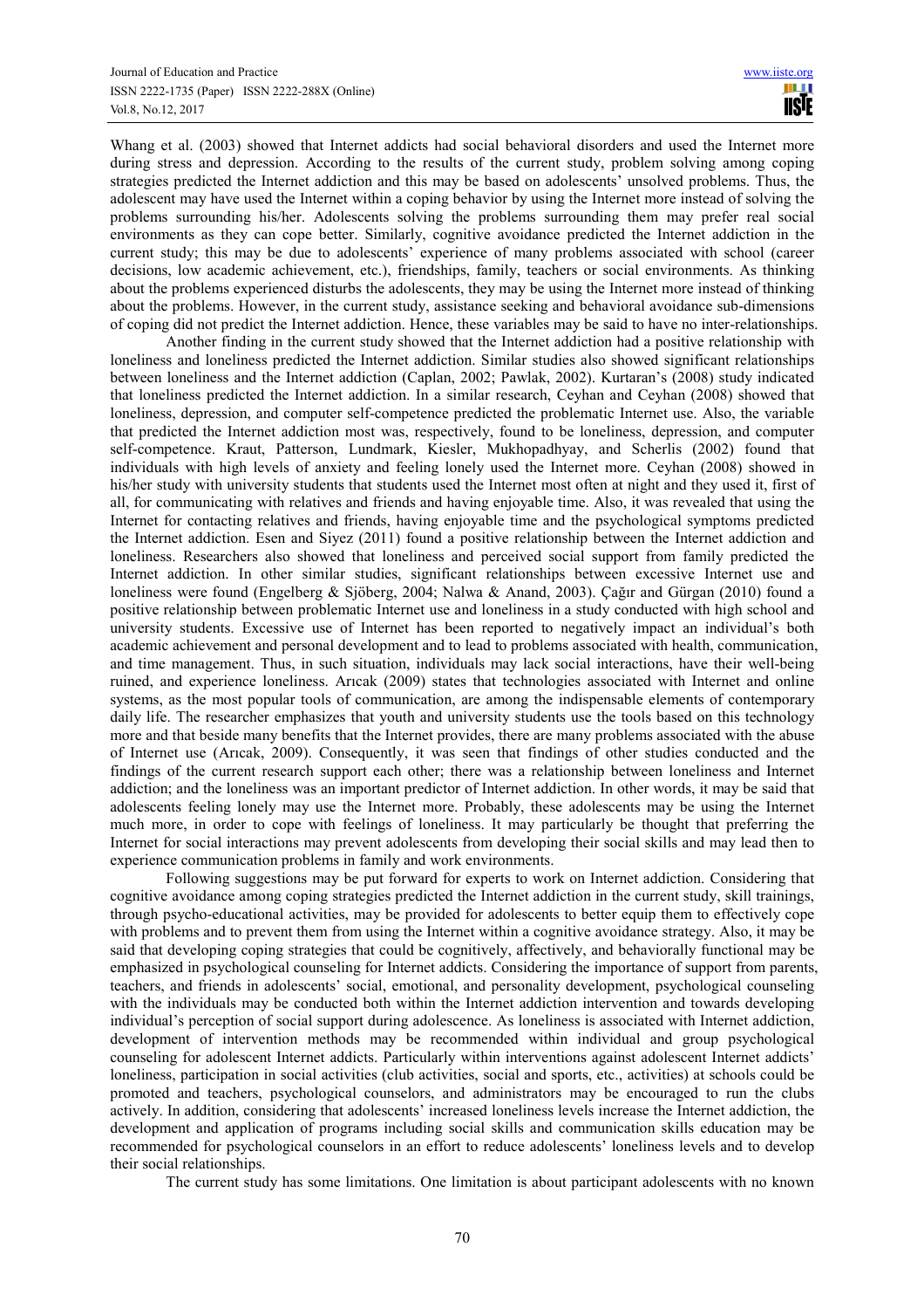Whang et al. (2003) showed that Internet addicts had social behavioral disorders and used the Internet more during stress and depression. According to the results of the current study, problem solving among coping strategies predicted the Internet addiction and this may be based on adolescents' unsolved problems. Thus, the adolescent may have used the Internet within a coping behavior by using the Internet more instead of solving the problems surrounding his/her. Adolescents solving the problems surrounding them may prefer real social environments as they can cope better. Similarly, cognitive avoidance predicted the Internet addiction in the current study; this may be due to adolescents' experience of many problems associated with school (career decisions, low academic achievement, etc.), friendships, family, teachers or social environments. As thinking about the problems experienced disturbs the adolescents, they may be using the Internet more instead of thinking about the problems. However, in the current study, assistance seeking and behavioral avoidance sub-dimensions of coping did not predict the Internet addiction. Hence, these variables may be said to have no inter-relationships.

Another finding in the current study showed that the Internet addiction had a positive relationship with loneliness and loneliness predicted the Internet addiction. Similar studies also showed significant relationships between loneliness and the Internet addiction (Caplan, 2002; Pawlak, 2002). Kurtaran's (2008) study indicated that loneliness predicted the Internet addiction. In a similar research, Ceyhan and Ceyhan (2008) showed that loneliness, depression, and computer self-competence predicted the problematic Internet use. Also, the variable that predicted the Internet addiction most was, respectively, found to be loneliness, depression, and computer self-competence. Kraut, Patterson, Lundmark, Kiesler, Mukhopadhyay, and Scherlis (2002) found that individuals with high levels of anxiety and feeling lonely used the Internet more. Ceyhan (2008) showed in his/her study with university students that students used the Internet most often at night and they used it, first of all, for communicating with relatives and friends and having enjoyable time. Also, it was revealed that using the Internet for contacting relatives and friends, having enjoyable time and the psychological symptoms predicted the Internet addiction. Esen and Siyez (2011) found a positive relationship between the Internet addiction and loneliness. Researchers also showed that loneliness and perceived social support from family predicted the Internet addiction. In other similar studies, significant relationships between excessive Internet use and loneliness were found (Engelberg & Sjöberg, 2004; Nalwa & Anand, 2003). Çağır and Gürgan (2010) found a positive relationship between problematic Internet use and loneliness in a study conducted with high school and university students. Excessive use of Internet has been reported to negatively impact an individual's both academic achievement and personal development and to lead to problems associated with health, communication, and time management. Thus, in such situation, individuals may lack social interactions, have their well-being ruined, and experience loneliness. Arıcak (2009) states that technologies associated with Internet and online systems, as the most popular tools of communication, are among the indispensable elements of contemporary daily life. The researcher emphasizes that youth and university students use the tools based on this technology more and that beside many benefits that the Internet provides, there are many problems associated with the abuse of Internet use (Arıcak, 2009). Consequently, it was seen that findings of other studies conducted and the findings of the current research support each other; there was a relationship between loneliness and Internet addiction; and the loneliness was an important predictor of Internet addiction. In other words, it may be said that adolescents feeling lonely may use the Internet more. Probably, these adolescents may be using the Internet much more, in order to cope with feelings of loneliness. It may particularly be thought that preferring the Internet for social interactions may prevent adolescents from developing their social skills and may lead then to experience communication problems in family and work environments.

Following suggestions may be put forward for experts to work on Internet addiction. Considering that cognitive avoidance among coping strategies predicted the Internet addiction in the current study, skill trainings, through psycho-educational activities, may be provided for adolescents to better equip them to effectively cope with problems and to prevent them from using the Internet within a cognitive avoidance strategy. Also, it may be said that developing coping strategies that could be cognitively, affectively, and behaviorally functional may be emphasized in psychological counseling for Internet addicts. Considering the importance of support from parents, teachers, and friends in adolescents' social, emotional, and personality development, psychological counseling with the individuals may be conducted both within the Internet addiction intervention and towards developing individual's perception of social support during adolescence. As loneliness is associated with Internet addiction, development of intervention methods may be recommended within individual and group psychological counseling for adolescent Internet addicts. Particularly within interventions against adolescent Internet addicts' loneliness, participation in social activities (club activities, social and sports, etc., activities) at schools could be promoted and teachers, psychological counselors, and administrators may be encouraged to run the clubs actively. In addition, considering that adolescents' increased loneliness levels increase the Internet addiction, the development and application of programs including social skills and communication skills education may be recommended for psychological counselors in an effort to reduce adolescents' loneliness levels and to develop their social relationships.

The current study has some limitations. One limitation is about participant adolescents with no known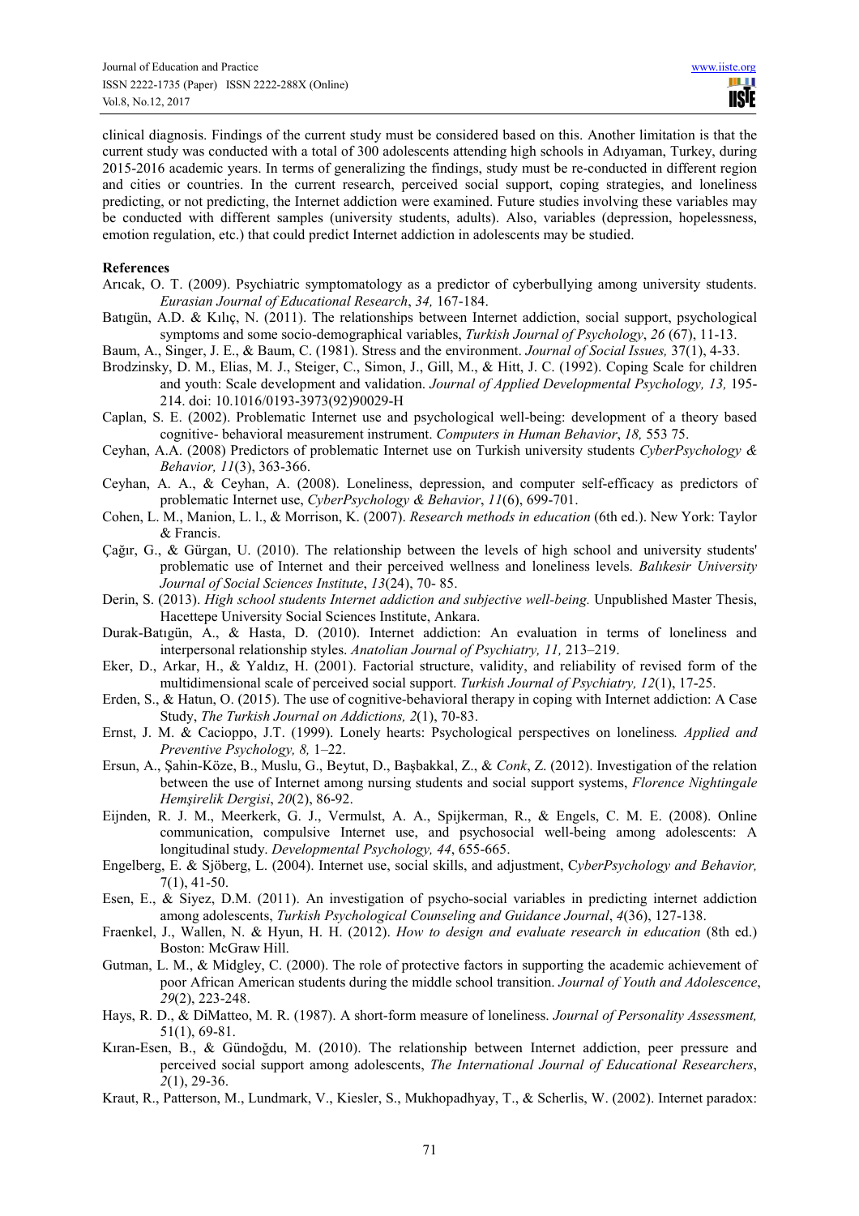clinical diagnosis. Findings of the current study must be considered based on this. Another limitation is that the current study was conducted with a total of 300 adolescents attending high schools in Adıyaman, Turkey, during 2015-2016 academic years. In terms of generalizing the findings, study must be re-conducted in different region and cities or countries. In the current research, perceived social support, coping strategies, and loneliness predicting, or not predicting, the Internet addiction were examined. Future studies involving these variables may be conducted with different samples (university students, adults). Also, variables (depression, hopelessness, emotion regulation, etc.) that could predict Internet addiction in adolescents may be studied.

**References**

Arıcak, O. T. (2009). Psychiatric symptomatology as a predictor of cyberbullying among university students. *Eurasian Journal of Educational Research*, *34,* 167-184.

Batıgün, A.D. & Kılıç, N. (2011). The relationships between Internet addiction, social support, psychological symptoms and some socio-demographical variables, *Turkish Journal of Psychology*, *26* (67), 11-13.

Baum, A., Singer, J. E., & Baum, C. (1981). Stress and the environment. *Journal of Social Issues,* 37(1), 4-33.

Brodzinsky, D. M., Elias, M. J., Steiger, C., Simon, J., Gill, M., & Hitt, J. C. (1992). Coping Scale for children and youth: Scale development and validation. *Journal of Applied Developmental Psychology, 13,* 195-214. doi: 10.1016/0193-3973(92)90029-H

Caplan, S. E. (2002). Problematic Internet use and psychological well-being: development of a theory based cognitive- behavioral measurement instrument. *Computers in Human Behavior*, *18,* 553 75.

Ceyhan, A.A. (2008) Predictors of problematic Internet use on Turkish university students *CyberPsychology & Behavior, 11*(3), 363-366.

Ceyhan, A. A., & Ceyhan, A. (2008). Loneliness, depression, and computer self-efficacy as predictors of problematic Internet use, *CyberPsychology & Behavior*, *11*(6), 699-701.

Cohen, L. M., Manion, L. l., & Morrison, K. (2007). *Research methods in education* (6th ed.). New York: Taylor & Francis.

Çağır, G., & Gürgan, U. (2010). The relationship between the levels of high school and university students' problematic use of Internet and their perceived wellness and loneliness levels. *Balıkesir University Journal of Social Sciences Institute*, *13*(24), 70- 85.

Derin, S. (2013). *High school students Internet addiction and subjective well-being.* Unpublished Master Thesis, Hacettepe University Social Sciences Institute, Ankara.

Durak-Batıgün, A., & Hasta, D. (2010). Internet addiction: An evaluation in terms of loneliness and interpersonal relationship styles. *Anatolian Journal of Psychiatry, 11,* 213–219.

Eker, D., Arkar, H., & Yaldız, H. (2001). Factorial structure, validity, and reliability of revised form of the multidimensional scale of perceived social support. *Turkish Journal of Psychiatry, 12*(1), 17-25.

Erden, S., & Hatun, O. (2015). The use of cognitive-behavioral therapy in coping with Internet addiction: A Case Study, *The Turkish Journal on Addictions, 2*(1), 70-83.

Ernst, J. M. & Cacioppo, J.T. (1999). Lonely hearts: Psychological perspectives on loneliness*. Applied and Preventive Psychology, 8,* 1–22.

Ersun, A., Şahin-Köze, B., Muslu, G., Beytut, D., Başbakkal, Z., & *Conk*, Z. (2012). Investigation of the relation between the use of Internet among nursing students and social support systems, *Florence Nightingale Hemşirelik Dergisi*, *20*(2), 86-92.

Eijnden, R. J. M., Meerkerk, G. J., Vermulst, A. A., Spijkerman, R., & Engels, C. M. E. (2008). Online communication, compulsive Internet use, and psychosocial well-being among adolescents: A longitudinal study. *Developmental Psychology, 44*, 655-665.

Engelberg, E. & Sjöberg, L. (2004). Internet use, social skills, and adjustment, C*yberPsychology and Behavior,* 7(1), 41-50.

Esen, E., & Siyez, D.M. (2011). An investigation of psycho-social variables in predicting internet addiction among adolescents, *Turkish Psychological Counseling and Guidance Journal*, *4*(36), 127-138.

Fraenkel, J., Wallen, N. & Hyun, H. H. (2012). *How to design and evaluate research in education* (8th ed.) Boston: McGraw Hill.

Gutman, L. M., & Midgley, C. (2000). The role of protective factors in supporting the academic achievement of poor African American students during the middle school transition. *Journal of Youth and Adolescence*, *29*(2), 223-248.

Hays, R. D., & DiMatteo, M. R. (1987). A short-form measure of loneliness. *Journal of Personality Assessment,* 51(1), 69-81.

Kıran-Esen, B., & Gündoğdu, M. (2010). The relationship between Internet addiction, peer pressure and perceived social support among adolescents, *The International Journal of Educational Researchers*, *2*(1), 29-36.

Kraut, R., Patterson, M., Lundmark, V., Kiesler, S., Mukhopadhyay, T., & Scherlis, W. (2002). Internet paradox: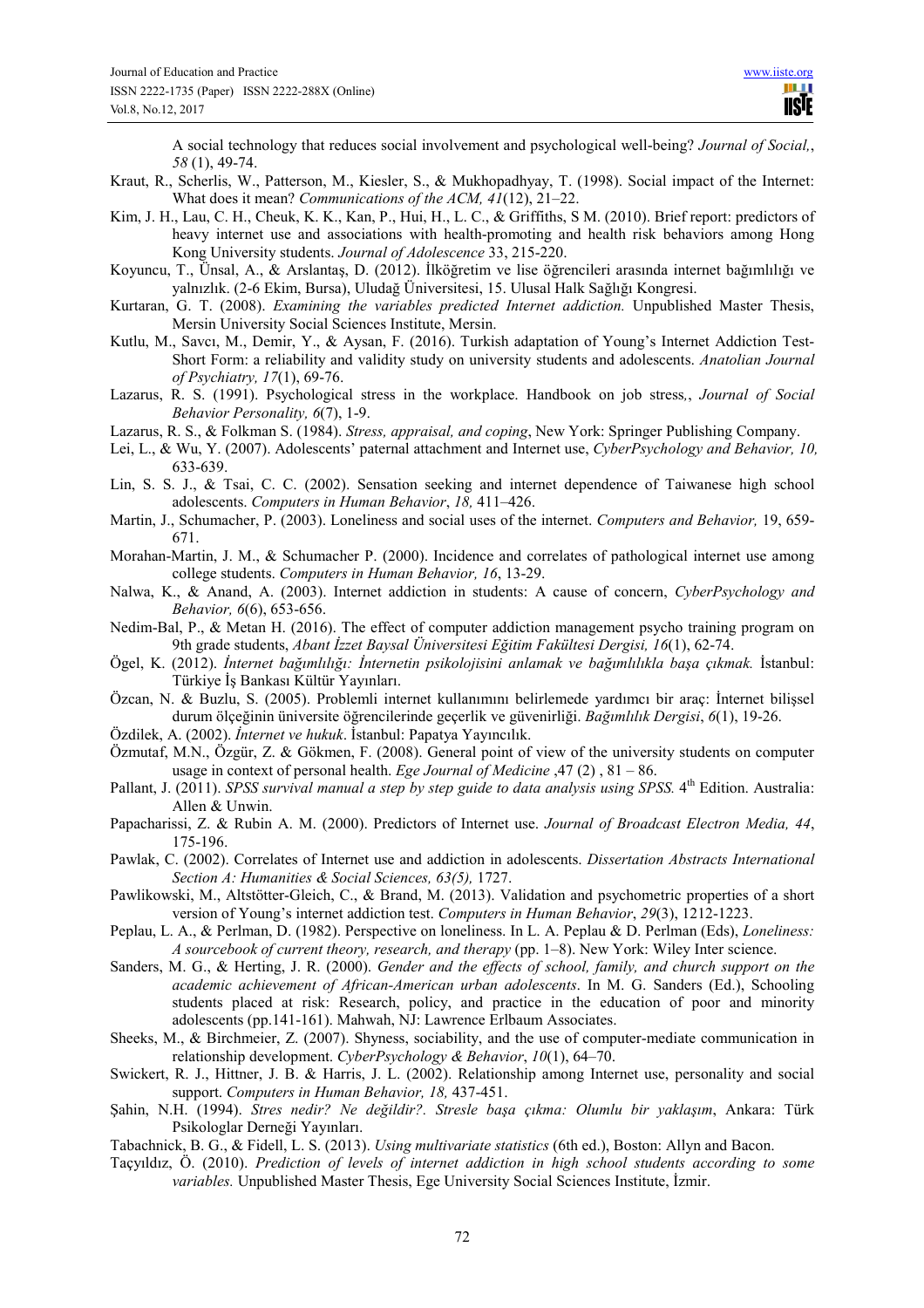A social technology that reduces social involvement and psychological well-being? *Journal of Social,*, *58* (1), 49-74.

Kraut, R., Scherlis, W., Patterson, M., Kiesler, S., & Mukhopadhyay, T. (1998). Social impact of the Internet: What does it mean? *Communications of the ACM, 41*(12), 21–22.

Kim, J. H., Lau, C. H., Cheuk, K. K., Kan, P., Hui, H., L. C., & Griffiths, S M. (2010). Brief report: predictors of heavy internet use and associations with health-promoting and health risk behaviors among Hong Kong University students. *Journal of Adolescence* 33, 215-220.

Koyuncu, T., Ünsal, A., & Arslantaş, D. (2012). İlköğretim ve lise öğrencileri arasında internet bağımlılığı ve yalnızlık. (2-6 Ekim, Bursa), Uludağ Üniversitesi, 15. Ulusal Halk Sağlığı Kongresi.

Kurtaran, G. T. (2008). *Examining the variables predicted Internet addiction.* Unpublished Master Thesis, Mersin University Social Sciences Institute, Mersin.

Kutlu, M., Savcı, M., Demir, Y., & Aysan, F. (2016). Turkish adaptation of Young's Internet Addiction Test-Short Form: a reliability and validity study on university students and adolescents. *Anatolian Journal of Psychiatry, 17*(1), 69-76.

Lazarus, R. S. (1991). Psychological stress in the workplace. Handbook on job stress,, *Journal of Social Behavior Personality, 6*(7), 1-9.

Lazarus, R. S., & Folkman S. (1984). *Stress, appraisal, and coping*, New York: Springer Publishing Company.

Lei, L., & Wu, Y. (2007). Adolescents' paternal attachment and Internet use, *CyberPsychology and Behavior, 10,* 633-639.

Lin, S. S. J., & Tsai, C. C. (2002). Sensation seeking and internet dependence of Taiwanese high school adolescents. *Computers in Human Behavior*, *18,* 411–426.

Martin, J., Schumacher, P. (2003). Loneliness and social uses of the internet. *Computers and Behavior,* 19, 659-671.

Morahan-Martin, J. M., & Schumacher P. (2000). Incidence and correlates of pathological internet use among college students. *Computers in Human Behavior, 16*, 13-29.

Nalwa, K., & Anand, A. (2003). Internet addiction in students: A cause of concern, *CyberPsychology and Behavior, 6*(6), 653-656.

Nedim-Bal, P., & Metan H. (2016). The effect of computer addiction management psycho training program on 9th grade students, *Abant İzzet Baysal Üniversitesi Eğitim Fakültesi Dergisi, 16*(1), 62-74.

Ögel, K. (2012). *İnternet bağımlılığı: İnternetin psikolojisini anlamak ve bağımlılıkla başa çıkmak.* İstanbul: Türkiye İş Bankası Kültür Yayınları.

Özcan, N. & Buzlu, S. (2005). Problemli internet kullanımını belirlemede yardımcı bir araç: İnternet bilişsel durum ölçeğinin üniversite öğrencilerinde geçerlik ve güvenirliği. *Bağımlılık Dergisi*, *6*(1), 19-26.

Özdilek, A. (2002). *İnternet ve hukuk*. İstanbul: Papatya Yayıncılık.

Özmutaf, M.N., Özgür, Z. & Gökmen, F. (2008). General point of view of the university students on computer usage in context of personal health. *Ege Journal of Medicine* ,47 (2) , 81 – 86.

Pallant, J. (2011). *SPSS survival manual a step by step guide to data analysis using SPSS.* 4th Edition. Australia: Allen & Unwin.

Papacharissi, Z. & Rubin A. M. (2000). Predictors of Internet use. *Journal of Broadcast Electron Media, 44*, 175-196.

Pawlak, C. (2002). Correlates of Internet use and addiction in adolescents. *Dissertation Abstracts International Section A: Humanities & Social Sciences, 63(5),* 1727.

Pawlikowski, M., Altstötter-Gleich, C., & Brand, M. (2013). Validation and psychometric properties of a short version of Young's internet addiction test. *Computers in Human Behavior*, *29*(3), 1212-1223.

Peplau, L. A., & Perlman, D. (1982). Perspective on loneliness. In L. A. Peplau & D. Perlman (Eds), *Loneliness: A sourcebook of current theory, research, and therapy* (pp. 1–8). New York: Wiley Inter science.

Sanders, M. G., & Herting, J. R. (2000). *Gender and the effects of school, family, and church support on the academic achievement of African-American urban adolescents*. In M. G. Sanders (Ed.), Schooling students placed at risk: Research, policy, and practice in the education of poor and minority adolescents (pp.141-161). Mahwah, NJ: Lawrence Erlbaum Associates.

Sheeks, M., & Birchmeier, Z. (2007). Shyness, sociability, and the use of computer-mediate communication in relationship development. *CyberPsychology & Behavior*, *10*(1), 64–70.

Swickert, R. J., Hittner, J. B. & Harris, J. L. (2002). Relationship among Internet use, personality and social support. *Computers in Human Behavior, 18,* 437-451.

Şahin, N.H. (1994). *Stres nedir? Ne değildir?. Stresle başa çıkma: Olumlu bir yaklaşım*, Ankara: Türk Psikologlar Derneği Yayınları.

Tabachnick, B. G., & Fidell, L. S. (2013). *Using multivariate statistics* (6th ed.), Boston: Allyn and Bacon.

Taçyıldız, Ö. (2010). *Prediction of levels of internet addiction in high school students according to some variables.* Unpublished Master Thesis, Ege University Social Sciences Institute, İzmir.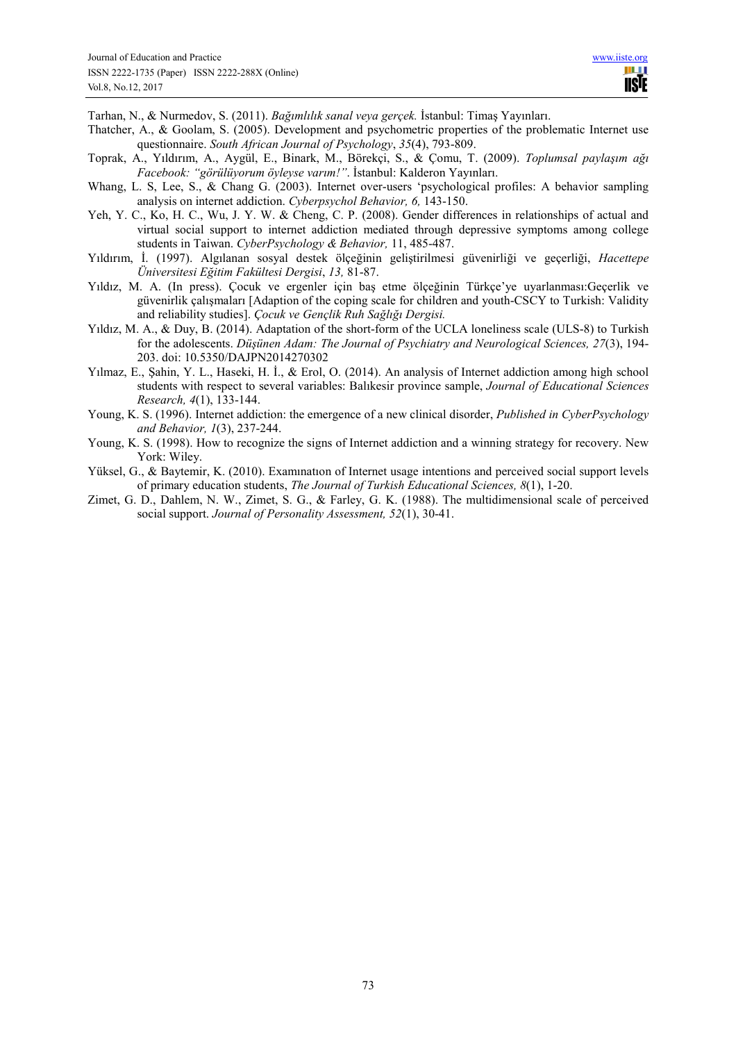Tarhan, N., & Nurmedov, S. (2011). *Bağımlılık sanal veya gerçek.* İstanbul: Timaş Yayınları.

Thatcher, A., & Goolam, S. (2005). Development and psychometric properties of the problematic Internet use questionnaire. *South African Journal of Psychology*, *35*(4), 793-809.

Toprak, A., Yıldırım, A., Aygül, E., Binark, M., Börekçi, S., & Çomu, T. (2009). *Toplumsal paylaşım ağı Facebook: "görülüyorum öyleyse varım!".* İstanbul: Kalderon Yayınları.

Whang, L. S, Lee, S., & Chang G. (2003). Internet over-users 'psychological profiles: A behavior sampling analysis on internet addiction. *Cyberpsychol Behavior, 6,* 143-150.

Yeh, Y. C., Ko, H. C., Wu, J. Y. W. & Cheng, C. P. (2008). Gender differences in relationships of actual and virtual social support to internet addiction mediated through depressive symptoms among college students in Taiwan. *CyberPsychology & Behavior,* 11, 485-487.

Yıldırım, İ. (1997). Algılanan sosyal destek ölçeğinin geliştirilmesi güvenirliği ve geçerliği, *Hacettepe Üniversitesi Eğitim Fakültesi Dergisi*, *13,* 81-87.

Yıldız, M. A. (In press). Çocuk ve ergenler için baş etme ölçeğinin Türkçe'ye uyarlanması:Geçerlik ve güvenirlik çalışmaları [Adaption of the coping scale for children and youth-CSCY to Turkish: Validity and reliability studies]. *Çocuk ve Gençlik Ruh Sağlığı Dergisi.*

Yıldız, M. A., & Duy, B. (2014). Adaptation of the short-form of the UCLA loneliness scale (ULS-8) to Turkish for the adolescents. *Düşünen Adam: The Journal of Psychiatry and Neurological Sciences, 27*(3), 194-203. doi: 10.5350/DAJPN2014270302

Yılmaz, E., Şahin, Y. L., Haseki, H. İ., & Erol, O. (2014). An analysis of Internet addiction among high school students with respect to several variables: Balıkesir province sample, *Journal of Educational Sciences Research, 4*(1), 133-144.

Young, K. S. (1996). Internet addiction: the emergence of a new clinical disorder, *Published in CyberPsychology and Behavior, 1*(3), 237-244.

Young, K. S. (1998). How to recognize the signs of Internet addiction and a winning strategy for recovery. New York: Wiley.

Yüksel, G., & Baytemir, K. (2010). Examınatıon of Internet usage intentions and perceived social support levels of primary education students, *The Journal of Turkish Educational Sciences, 8*(1), 1-20.

Zimet, G. D., Dahlem, N. W., Zimet, S. G., & Farley, G. K. (1988). The multidimensional scale of perceived social support. *Journal of Personality Assessment, 52*(1), 30-41.